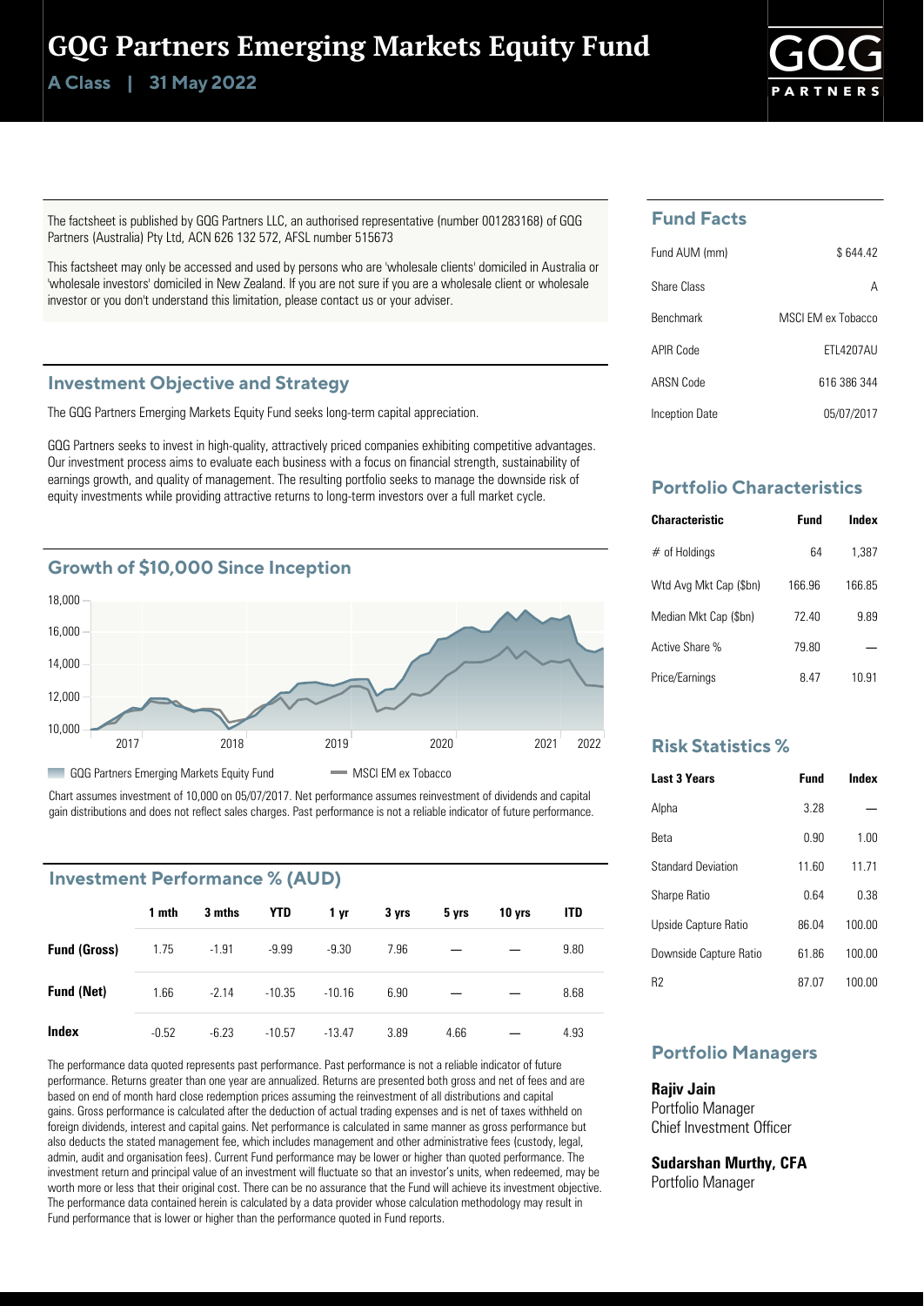# GQG Partners Emerging Markets Equity Fund

**A Class | 31 May 2022**

The factsheet is published by GQG Partners LLC, an authorised representative (number 001283168) of GQG Partners (Australia) Pty Ltd, ACN 626 132 572, AFSL number 515673

This factsheet may only be accessed and used by persons who are 'wholesale clients' domiciled in Australia or 'wholesale investors' domiciled in New Zealand. If you are not sure if you are a wholesale client or wholesale investor or you don't understand this limitation, please contact us or your adviser.

## Investment Objective and Strategy

The GQG Partners Emerging Markets Equity Fund seeks long-term capital appreciation.

GQG Partners seeks to invest in high-quality, attractively priced companies exhibiting competitive advantages. Our investment process aims to evaluate each business with a focus on financial strength, sustainability of earnings growth, and quality of management. The resulting portfolio seeks to manage the downside risk of equity investments while providing attractive returns to long-term investors over a full market cycle.

## Growth of $10,000 Since Inception

GQG Partners Emerging Markets Equity Fund — MSCI EM ex Tobacco

Chart assumes investment of 10,000 on 05/07/2017. Net performance assumes reinvestment of dividends and capital gain distributions and does not reflect sales charges. Past performance is not a reliable indicator of future performance.

## Investment Performance % (AUD)

| | 1 mth | 3 mths | YTD | 1 yr | 3 yrs | 5 yrs | 10 yrs | ITD |
|---|---|---|---|---|---|---|---|---|
| **Fund (Gross)** | 1.75 | -1.91 | -9.99 | -9.30 | 7.96 | — | — | 9.80 |
| **Fund (Net)** | 1.66 | -2.14 | -10.35 | -10.16 | 6.90 | — | — | 8.68 |
| **Index** | -0.52 | -6.23 | -10.57 | -13.47 | 3.89 | 4.66 | — | 4.93 |

The performance data quoted represents past performance. Past performance is not a reliable indicator of future performance. Returns greater than one year are annualized. Returns are presented both gross and net of fees and are based on end of month hard close redemption prices assuming the reinvestment of all distributions and capital gains. Gross performance is calculated after the deduction of actual trading expenses and is net of taxes withheld on foreign dividends, interest and capital gains. Net performance is calculated in same manner as gross performance but also deducts the stated management fee, which includes management and other administrative fees (custody, legal, admin, audit and organisation fees). Current Fund performance may be lower or higher than quoted performance. The investment return and principal value of an investment will fluctuate so that an investor's units, when redeemed, may be worth more or less that their original cost. There can be no assurance that the Fund will achieve its investment objective. The performance data contained herein is calculated by a data provider whose calculation methodology may result in Fund performance that is lower or higher than the performance quoted in Fund reports.

## Fund Facts

| | |
|---|---|
| Fund AUM (mm) | $ 644.42 |
| Share Class | A |
| Benchmark | MSCI EM ex Tobacco |
| APIR Code | ETL4207AU |
| ARSN Code | 616 386 344 |
| Inception Date | 05/07/2017 |

## Portfolio Characteristics

| Characteristic | Fund | Index |
|---|---|---|
| # of Holdings | 64 | 1,387 |
| Wtd Avg Mkt Cap ($bn) | 166.96 | 166.85 |
| Median Mkt Cap ($bn) | 72.40 | 9.89 |
| Active Share % | 79.80 | — |
| Price/Earnings | 8.47 | 10.91 |

## Risk Statistics %

| Last 3 Years | Fund | Index |
|---|---|---|
| Alpha | 3.28 | — |
| Beta | 0.90 | 1.00 |
| Standard Deviation | 11.60 | 11.71 |
| Sharpe Ratio | 0.64 | 0.38 |
| Upside Capture Ratio | 86.04 | 100.00 |
| Downside Capture Ratio | 61.86 | 100.00 |
| R2 | 87.07 | 100.00 |

## Portfolio Managers

**Rajiv Jain**
Portfolio Manager
Chief Investment Officer

**Sudarshan Murthy, CFA**
Portfolio Manager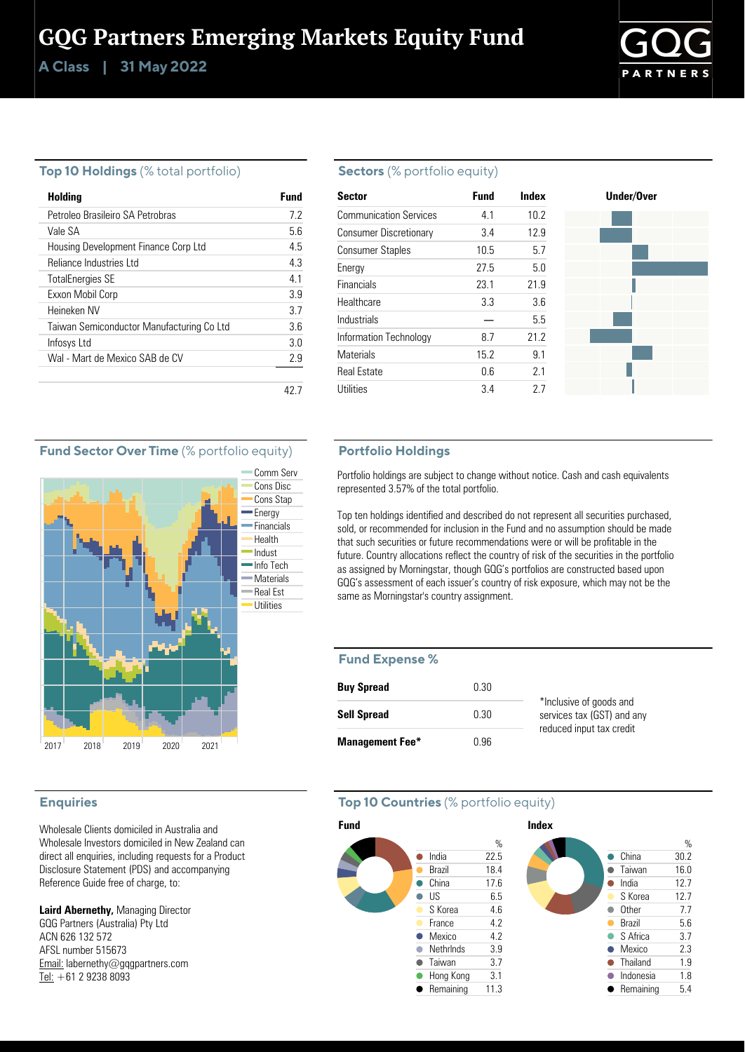# GQG Partners Emerging Markets Equity Fund

**A Class | 31 May 2022**

## Top 10 Holdings (% total portfolio)

| Holding | Fund |
|---|---|
| Petroleo Brasileiro SA Petrobras | 7.2 |
| Vale SA | 5.6 |
| Housing Development Finance Corp Ltd | 4.5 |
| Reliance Industries Ltd | 4.3 |
| TotalEnergies SE | 4.1 |
| Exxon Mobil Corp | 3.9 |
| Heineken NV | 3.7 |
| Taiwan Semiconductor Manufacturing Co Ltd | 3.6 |
| Infosys Ltd | 3.0 |
| Wal - Mart de Mexico SAB de CV | 2.9 |
| | 42.7 |

## Sectors (% portfolio equity)

| Sector | Fund | Index |
|---|---|---|
| Communication Services | 4.1 | 10.2 |
| Consumer Discretionary | 3.4 | 12.9 |
| Consumer Staples | 10.5 | 5.7 |
| Energy | 27.5 | 5.0 |
| Financials | 23.1 | 21.9 |
| Healthcare | 3.3 | 3.6 |
| Industrials | — | 5.5 |
| Information Technology | 8.7 | 21.2 |
| Materials | 15.2 | 9.1 |
| Real Estate | 0.6 | 2.1 |
| Utilities | 3.4 | 2.7 |

## Fund Sector Over Time (% portfolio equity)

## Portfolio Holdings

Portfolio holdings are subject to change without notice. Cash and cash equivalents represented 3.57% of the total portfolio.

Top ten holdings identified and described do not represent all securities purchased, sold, or recommended for inclusion in the Fund and no assumption should be made that such securities or future recommendations were or will be profitable in the future. Country allocations reflect the country of risk of the securities in the portfolio as assigned by Morningstar, though GQG's portfolios are constructed based upon GQG's assessment of each issuer's country of risk exposure, which may not be the same as Morningstar's country assignment.

## Fund Expense %

| | |
|---|---|
| **Buy Spread** | 0.30 |
| **Sell Spread** | 0.30 |
| **Management Fee*** | 0.96 |

*Inclusive of goods and services tax (GST) and any reduced input tax credit

## Enquiries

Wholesale Clients domiciled in Australia and Wholesale Investors domiciled in New Zealand can direct all enquiries, including requests for a Product Disclosure Statement (PDS) and accompanying Reference Guide free of charge, to:

**Laird Abernethy,** Managing Director
GQG Partners (Australia) Pty Ltd
ACN 626 132 572
AFSL number 515673
Email: labernethy@gqgpartners.com
Tel: +61 2 9238 8093

## Top 10 Countries (% portfolio equity)

**Fund**

| Country | % |
|---|---|
| India | 22.5 |
| Brazil | 18.4 |
| China | 17.6 |
| US | 6.5 |
| S Korea | 4.6 |
| France | 4.2 |
| Mexico | 4.2 |
| Nethrlnds | 3.9 |
| Taiwan | 3.7 |
| Hong Kong | 3.1 |
| Remaining | 11.3 |

**Index**

| Country | % |
|---|---|
| China | 30.2 |
| Taiwan | 16.0 |
| India | 12.7 |
| S Korea | 12.7 |
| Other | 7.7 |
| Brazil | 5.6 |
| S Africa | 3.7 |
| Mexico | 2.3 |
| Thailand | 1.9 |
| Indonesia | 1.8 |
| Remaining | 5.4 |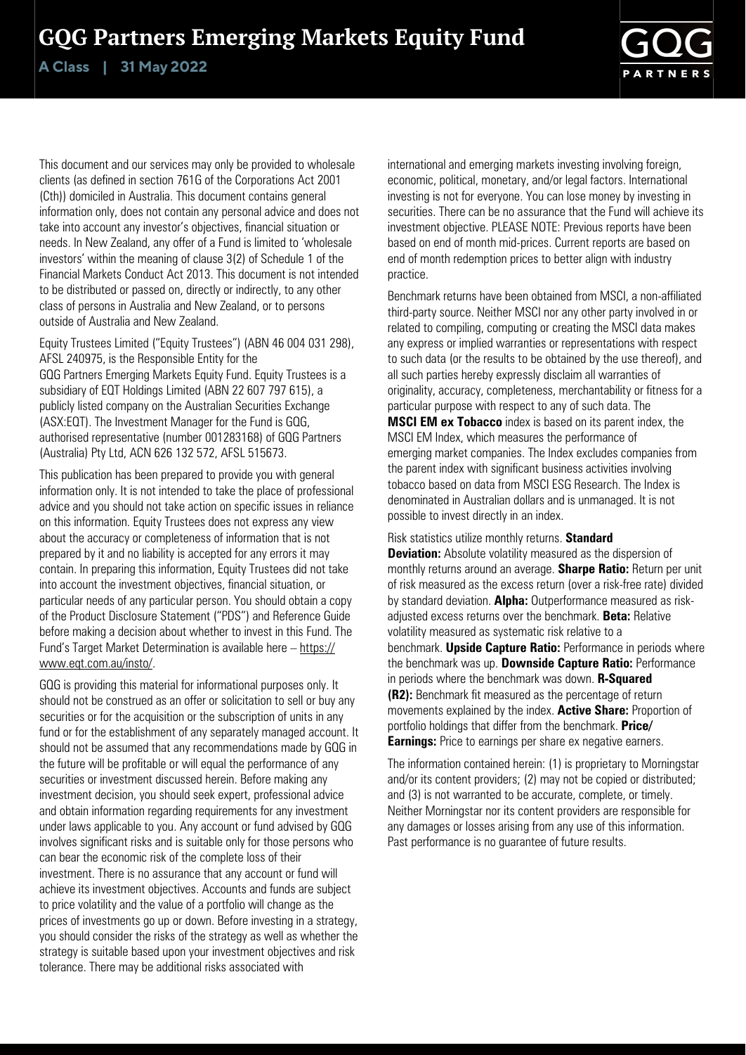This document and our services may only be provided to wholesale clients (as defined in section 761G of the Corporations Act 2001 (Cth)) domiciled in Australia. This document contains general information only, does not contain any personal advice and does not take into account any investor's objectives, financial situation or needs. In New Zealand, any offer of a Fund is limited to 'wholesale investors' within the meaning of clause 3(2) of Schedule 1 of the Financial Markets Conduct Act 2013. This document is not intended to be distributed or passed on, directly or indirectly, to any other class of persons in Australia and New Zealand, or to persons outside of Australia and New Zealand.

Equity Trustees Limited ("Equity Trustees") (ABN 46 004 031 298), AFSL 240975, is the Responsible Entity for the GQG Partners Emerging Markets Equity Fund. Equity Trustees is a subsidiary of EQT Holdings Limited (ABN 22 607 797 615), a publicly listed company on the Australian Securities Exchange (ASX:EQT). The Investment Manager for the Fund is GQG, authorised representative (number 001283168) of GQG Partners (Australia) Pty Ltd, ACN 626 132 572, AFSL 515673.

This publication has been prepared to provide you with general information only. It is not intended to take the place of professional advice and you should not take action on specific issues in reliance on this information. Equity Trustees does not express any view about the accuracy or completeness of information that is not prepared by it and no liability is accepted for any errors it may contain. In preparing this information, Equity Trustees did not take into account the investment objectives, financial situation, or particular needs of any particular person. You should obtain a copy of the Product Disclosure Statement ("PDS") and Reference Guide before making a decision about whether to invest in this Fund. The Fund's Target Market Determination is available here – https://www.eqt.com.au/insto/.

GQG is providing this material for informational purposes only. It should not be construed as an offer or solicitation to sell or buy any securities or for the acquisition or the subscription of units in any fund or for the establishment of any separately managed account. It should not be assumed that any recommendations made by GQG in the future will be profitable or will equal the performance of any securities or investment discussed herein. Before making any investment decision, you should seek expert, professional advice and obtain information regarding requirements for any investment under laws applicable to you. Any account or fund advised by GQG involves significant risks and is suitable only for those persons who can bear the economic risk of the complete loss of their investment. There is no assurance that any account or fund will achieve its investment objectives. Accounts and funds are subject to price volatility and the value of a portfolio will change as the prices of investments go up or down. Before investing in a strategy, you should consider the risks of the strategy as well as whether the strategy is suitable based upon your investment objectives and risk tolerance. There may be additional risks associated with international and emerging markets investing involving foreign, economic, political, monetary, and/or legal factors. International investing is not for everyone. You can lose money by investing in securities. There can be no assurance that the Fund will achieve its investment objective. PLEASE NOTE: Previous reports have been based on end of month mid-prices. Current reports are based on end of month redemption prices to better align with industry practice.

Benchmark returns have been obtained from MSCI, a non-affiliated third-party source. Neither MSCI nor any other party involved in or related to compiling, computing or creating the MSCI data makes any express or implied warranties or representations with respect to such data (or the results to be obtained by the use thereof), and all such parties hereby expressly disclaim all warranties of originality, accuracy, completeness, merchantability or fitness for a particular purpose with respect to any of such data. The **MSCI EM ex Tobacco** index is based on its parent index, the MSCI EM Index, which measures the performance of emerging market companies. The Index excludes companies from the parent index with significant business activities involving tobacco based on data from MSCI ESG Research. The Index is denominated in Australian dollars and is unmanaged. It is not possible to invest directly in an index.

Risk statistics utilize monthly returns. **Standard Deviation:** Absolute volatility measured as the dispersion of monthly returns around an average. **Sharpe Ratio:** Return per unit of risk measured as the excess return (over a risk-free rate) divided by standard deviation. **Alpha:** Outperformance measured as risk-adjusted excess returns over the benchmark. **Beta:** Relative volatility measured as systematic risk relative to a benchmark. **Upside Capture Ratio:** Performance in periods where the benchmark was up. **Downside Capture Ratio:** Performance in periods where the benchmark was down. **R-Squared (R2):** Benchmark fit measured as the percentage of return movements explained by the index. **Active Share:** Proportion of portfolio holdings that differ from the benchmark. **Price/Earnings:** Price to earnings per share ex negative earners.

The information contained herein: (1) is proprietary to Morningstar and/or its content providers; (2) may not be copied or distributed; and (3) is not warranted to be accurate, complete, or timely. Neither Morningstar nor its content providers are responsible for any damages or losses arising from any use of this information. Past performance is no guarantee of future results.